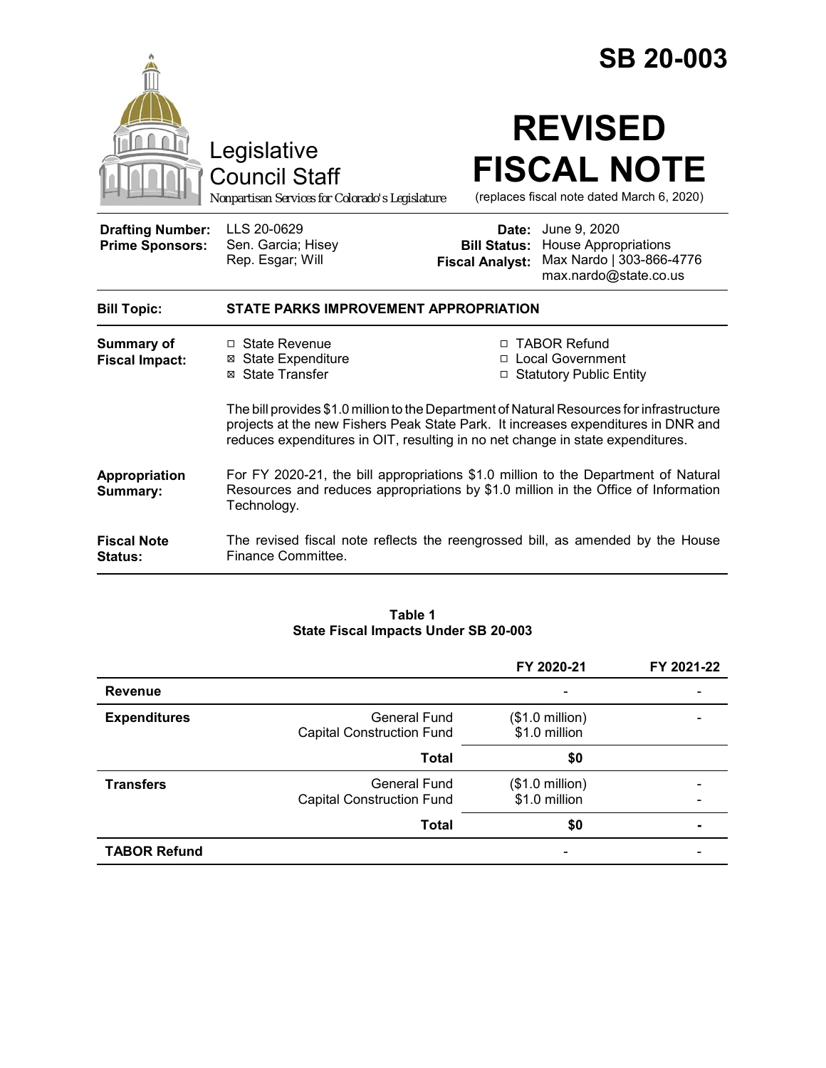# SB 20-003

Legislative Council Staff

*Nonpartisan Services for Colorado's Legislature*

# REVISED FISCAL NOTE

(replaces fiscal note dated March 6, 2020)

| | | | |
|---|---|---|---|
| **Drafting Number:** | LLS 20-0629 | **Date:** | June 9, 2020 |
| **Prime Sponsors:** | Sen. Garcia; Hisey<br>Rep. Esgar; Will | **Bill Status:** | House Appropriations |
| | | **Fiscal Analyst:** | Max Nardo \| 303-866-4776<br>max.nardo@state.co.us |

**Bill Topic:** **STATE PARKS IMPROVEMENT APPROPRIATION**

**Summary of Fiscal Impact:**

- ☐ State Revenue
- ☒ State Expenditure
- ☒ State Transfer
- ☐ TABOR Refund
- ☐ Local Government
- ☐ Statutory Public Entity

The bill provides $1.0 million to the Department of Natural Resources for infrastructure projects at the new Fishers Peak State Park. It increases expenditures in DNR and reduces expenditures in OIT, resulting in no net change in state expenditures.

**Appropriation Summary:** For FY 2020-21, the bill appropriations $1.0 million to the Department of Natural Resources and reduces appropriations by $1.0 million in the Office of Information Technology.

**Fiscal Note Status:** The revised fiscal note reflects the reengrossed bill, as amended by the House Finance Committee.

**Table 1**
**State Fiscal Impacts Under SB 20-003**

| | | FY 2020-21 | FY 2021-22 |
|---|---|---|---|
| **Revenue** | | - | - |
| **Expenditures** | General Fund<br>Capital Construction Fund | ($1.0 million)<br>$1.0 million | - |
| | **Total** | **$0** | |
| **Transfers** | General Fund<br>Capital Construction Fund | ($1.0 million)<br>$1.0 million | -<br>- |
| | **Total** | **$0** | **-** |
| **TABOR Refund** | | - | - |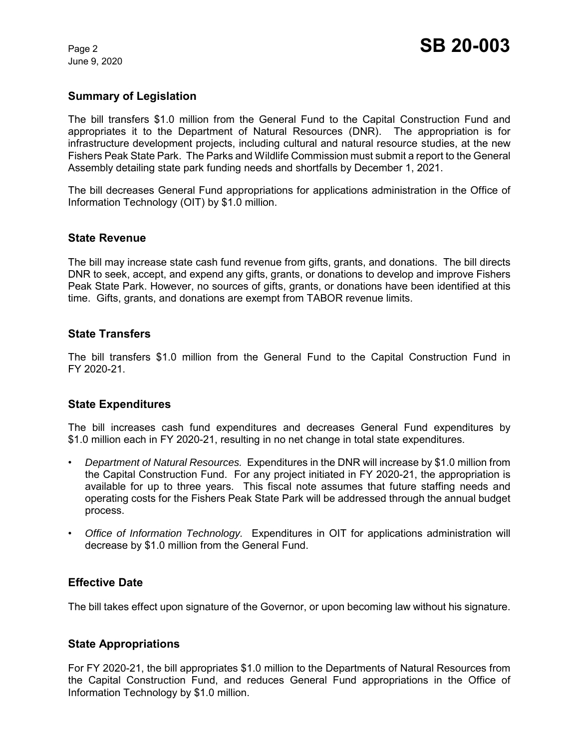## Summary of Legislation

The bill transfers $1.0 million from the General Fund to the Capital Construction Fund and appropriates it to the Department of Natural Resources (DNR). The appropriation is for infrastructure development projects, including cultural and natural resource studies, at the new Fishers Peak State Park. The Parks and Wildlife Commission must submit a report to the General Assembly detailing state park funding needs and shortfalls by December 1, 2021.

The bill decreases General Fund appropriations for applications administration in the Office of Information Technology (OIT) by $1.0 million.

## State Revenue

The bill may increase state cash fund revenue from gifts, grants, and donations. The bill directs DNR to seek, accept, and expend any gifts, grants, or donations to develop and improve Fishers Peak State Park. However, no sources of gifts, grants, or donations have been identified at this time. Gifts, grants, and donations are exempt from TABOR revenue limits.

## State Transfers

The bill transfers $1.0 million from the General Fund to the Capital Construction Fund in FY 2020-21.

## State Expenditures

The bill increases cash fund expenditures and decreases General Fund expenditures by $1.0 million each in FY 2020-21, resulting in no net change in total state expenditures.

- *Department of Natural Resources.* Expenditures in the DNR will increase by $1.0 million from the Capital Construction Fund. For any project initiated in FY 2020-21, the appropriation is available for up to three years. This fiscal note assumes that future staffing needs and operating costs for the Fishers Peak State Park will be addressed through the annual budget process.
- *Office of Information Technology.* Expenditures in OIT for applications administration will decrease by $1.0 million from the General Fund.

## Effective Date

The bill takes effect upon signature of the Governor, or upon becoming law without his signature.

## State Appropriations

For FY 2020-21, the bill appropriates $1.0 million to the Departments of Natural Resources from the Capital Construction Fund, and reduces General Fund appropriations in the Office of Information Technology by $1.0 million.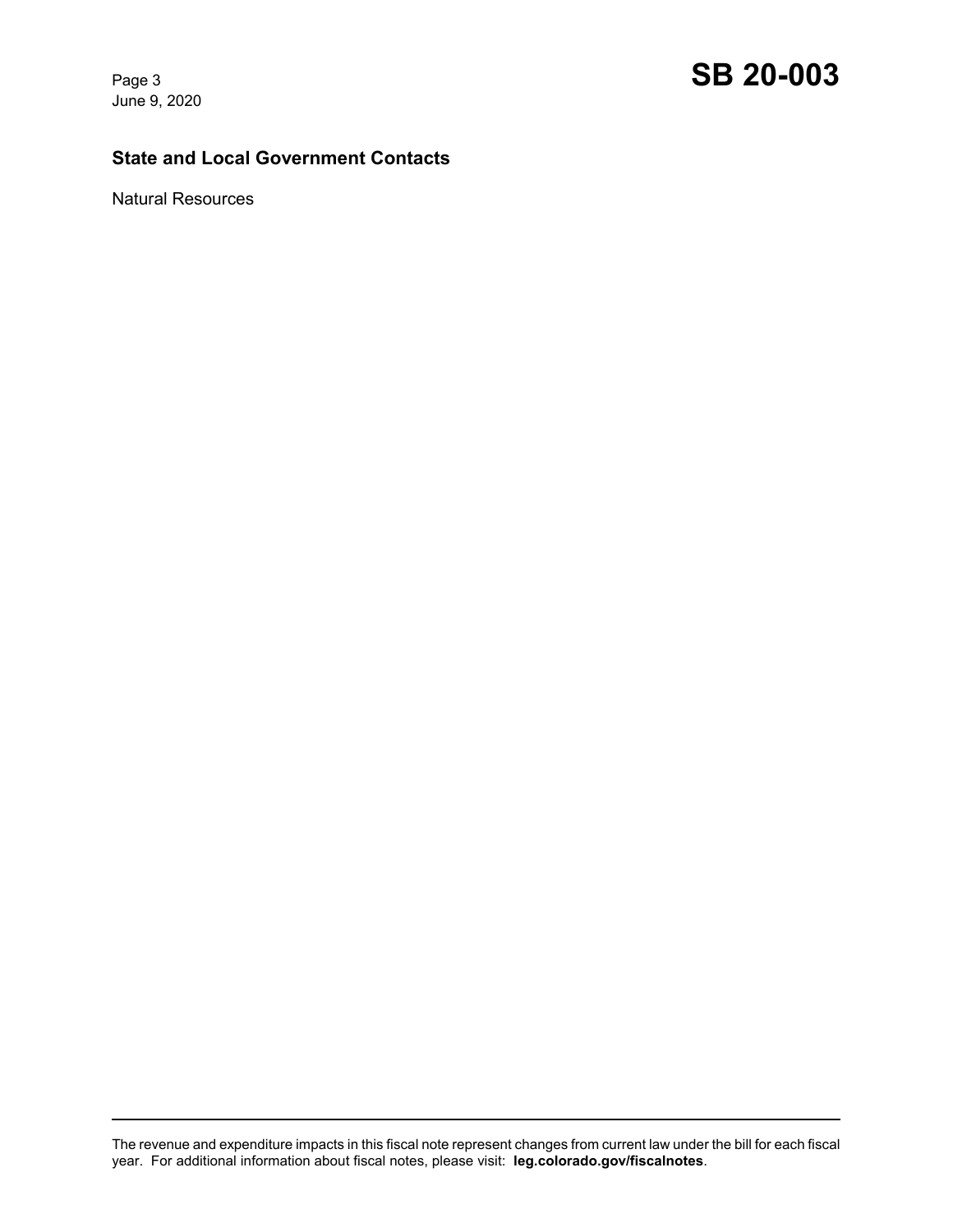## State and Local Government Contacts

Natural Resources

The revenue and expenditure impacts in this fiscal note represent changes from current law under the bill for each fiscal year. For additional information about fiscal notes, please visit: **leg.colorado.gov/fiscalnotes**.